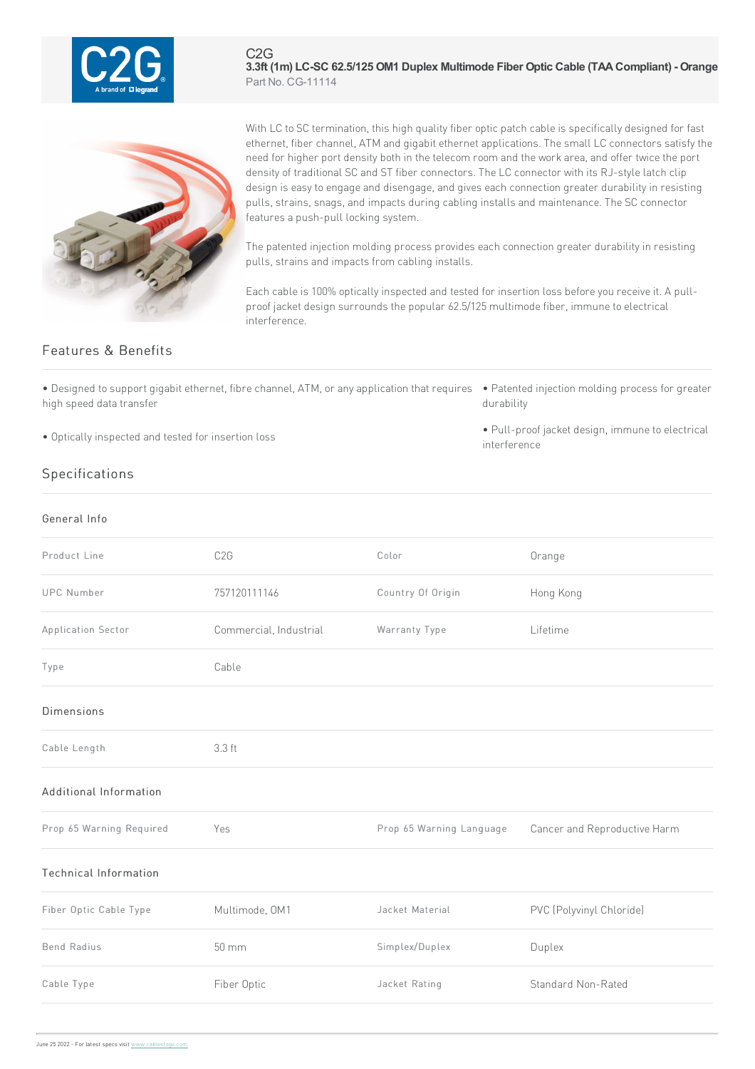C2G

# 3.3ft (1m) LC-SC 62.5/125 OM1 Duplex Multimode Fiber Optic Cable (TAA Compliant) - Orange

Part No. CG-11114

With LC to SC termination, this high quality fiber optic patch cable is specifically designed for fast ethernet, fiber channel, ATM and gigabit ethernet applications. The small LC connectors satisfy the need for higher port density both in the telecom room and the work area, and offer twice the port density of traditional SC and ST fiber connectors. The LC connector with its RJ-style latch clip design is easy to engage and disengage, and gives each connection greater durability in resisting pulls, strains, snags, and impacts during cabling installs and maintenance. The SC connector features a push-pull locking system.

The patented injection molding process provides each connection greater durability in resisting pulls, strains and impacts from cabling installs.

Each cable is 100% optically inspected and tested for insertion loss before you receive it. A pull-proof jacket design surrounds the popular 62.5/125 multimode fiber, immune to electrical interference.

## Features & Benefits

- Designed to support gigabit ethernet, fibre channel, ATM, or any application that requires high speed data transfer
- Optically inspected and tested for insertion loss
- Patented injection molding process for greater durability
- Pull-proof jacket design, immune to electrical interference

## Specifications

### General Info

| | | | |
|---|---|---|---|
| Product Line | C2G | Color | Orange |
| UPC Number | 757120111146 | Country Of Origin | Hong Kong |
| Application Sector | Commercial, Industrial | Warranty Type | Lifetime |
| Type | Cable | | |

### Dimensions

| | |
|---|---|
| Cable Length | 3.3 ft |

### Additional Information

| | | | |
|---|---|---|---|
| Prop 65 Warning Required | Yes | Prop 65 Warning Language | Cancer and Reproductive Harm |

### Technical Information

| | | | |
|---|---|---|---|
| Fiber Optic Cable Type | Multimode, OM1 | Jacket Material | PVC (Polyvinyl Chloride) |
| Bend Radius | 50 mm | Simplex/Duplex | Duplex |
| Cable Type | Fiber Optic | Jacket Rating | Standard Non-Rated |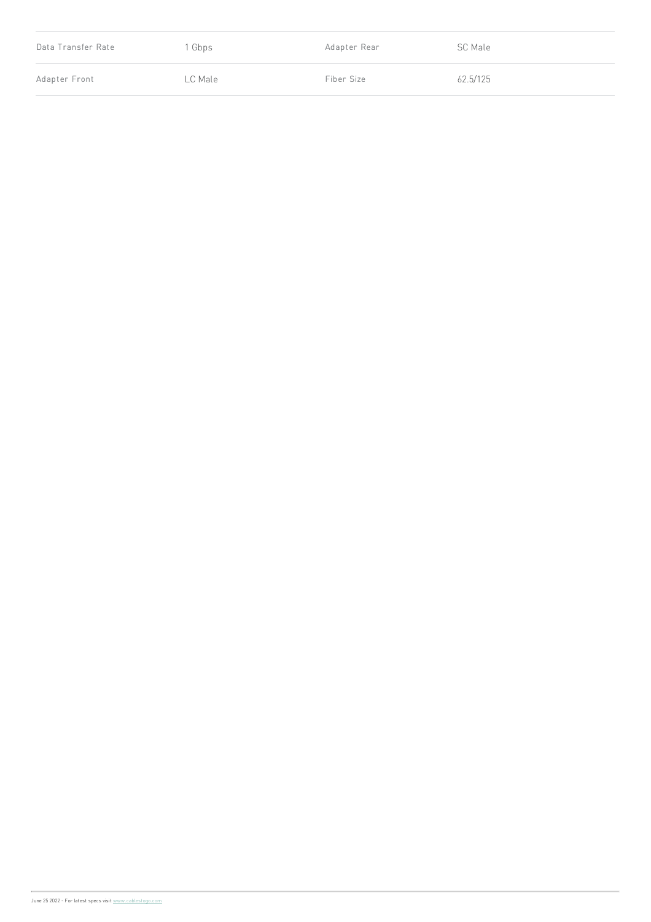| | | | |
|---|---|---|---|
| Data Transfer Rate | 1 Gbps | Adapter Rear | SC Male |
| Adapter Front | LC Male | Fiber Size | 62.5/125 |